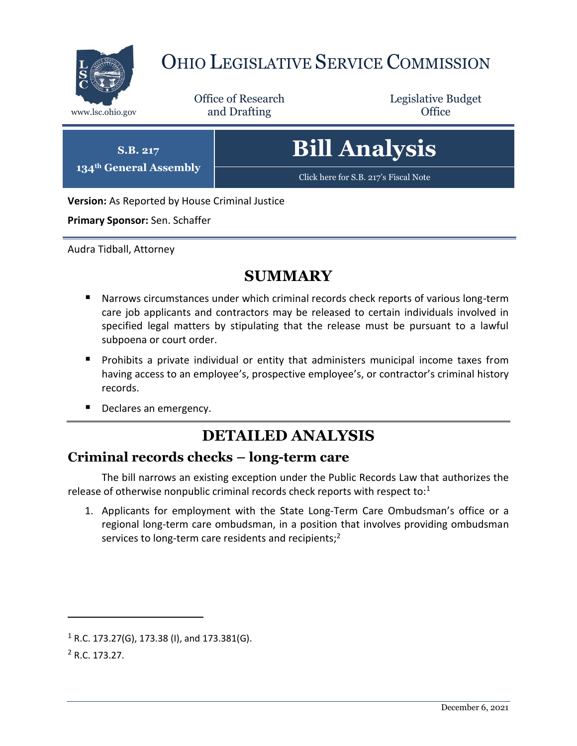# Ohio Legislative Service Commission

www.lsc.ohio.gov

Office of Research and Drafting

Legislative Budget Office

**S.B. 217**
**134th General Assembly**

# Bill Analysis

Click here for S.B. 217's Fiscal Note

**Version:** As Reported by House Criminal Justice

**Primary Sponsor:** Sen. Schaffer

Audra Tidball, Attorney

## SUMMARY

- Narrows circumstances under which criminal records check reports of various long-term care job applicants and contractors may be released to certain individuals involved in specified legal matters by stipulating that the release must be pursuant to a lawful subpoena or court order.
- Prohibits a private individual or entity that administers municipal income taxes from having access to an employee's, prospective employee's, or contractor's criminal history records.
- Declares an emergency.

## DETAILED ANALYSIS

### Criminal records checks – long-term care

The bill narrows an existing exception under the Public Records Law that authorizes the release of otherwise nonpublic criminal records check reports with respect to:[1]

1. Applicants for employment with the State Long-Term Care Ombudsman's office or a regional long-term care ombudsman, in a position that involves providing ombudsman services to long-term care residents and recipients;[2]

---

[1] R.C. 173.27(G), 173.38 (I), and 173.381(G).

[2] R.C. 173.27.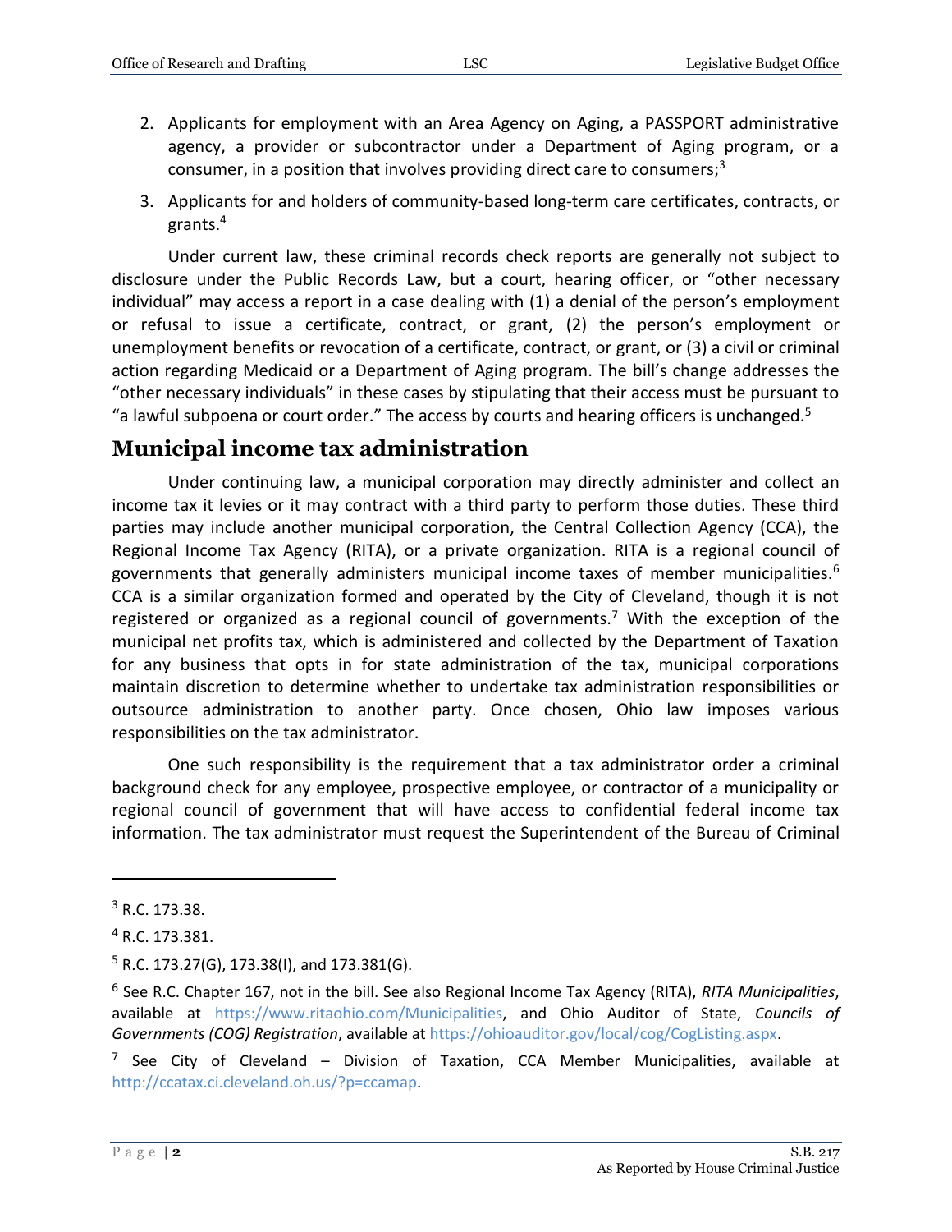2. Applicants for employment with an Area Agency on Aging, a PASSPORT administrative agency, a provider or subcontractor under a Department of Aging program, or a consumer, in a position that involves providing direct care to consumers;[3]

3. Applicants for and holders of community-based long-term care certificates, contracts, or grants.[4]

Under current law, these criminal records check reports are generally not subject to disclosure under the Public Records Law, but a court, hearing officer, or "other necessary individual" may access a report in a case dealing with (1) a denial of the person's employment or refusal to issue a certificate, contract, or grant, (2) the person's employment or unemployment benefits or revocation of a certificate, contract, or grant, or (3) a civil or criminal action regarding Medicaid or a Department of Aging program. The bill's change addresses the "other necessary individuals" in these cases by stipulating that their access must be pursuant to "a lawful subpoena or court order." The access by courts and hearing officers is unchanged.[5]

## Municipal income tax administration

Under continuing law, a municipal corporation may directly administer and collect an income tax it levies or it may contract with a third party to perform those duties. These third parties may include another municipal corporation, the Central Collection Agency (CCA), the Regional Income Tax Agency (RITA), or a private organization. RITA is a regional council of governments that generally administers municipal income taxes of member municipalities.[6] CCA is a similar organization formed and operated by the City of Cleveland, though it is not registered or organized as a regional council of governments.[7] With the exception of the municipal net profits tax, which is administered and collected by the Department of Taxation for any business that opts in for state administration of the tax, municipal corporations maintain discretion to determine whether to undertake tax administration responsibilities or outsource administration to another party. Once chosen, Ohio law imposes various responsibilities on the tax administrator.

One such responsibility is the requirement that a tax administrator order a criminal background check for any employee, prospective employee, or contractor of a municipality or regional council of government that will have access to confidential federal income tax information. The tax administrator must request the Superintendent of the Bureau of Criminal

---

[3] R.C. 173.38.

[4] R.C. 173.381.

[5] R.C. 173.27(G), 173.38(I), and 173.381(G).

[6] See R.C. Chapter 167, not in the bill. See also Regional Income Tax Agency (RITA), *RITA Municipalities*, available at https://www.ritaohio.com/Municipalities, and Ohio Auditor of State, *Councils of Governments (COG) Registration*, available at https://ohioauditor.gov/local/cog/CogListing.aspx.

[7] See City of Cleveland – Division of Taxation, CCA Member Municipalities, available at http://ccatax.ci.cleveland.oh.us/?p=ccamap.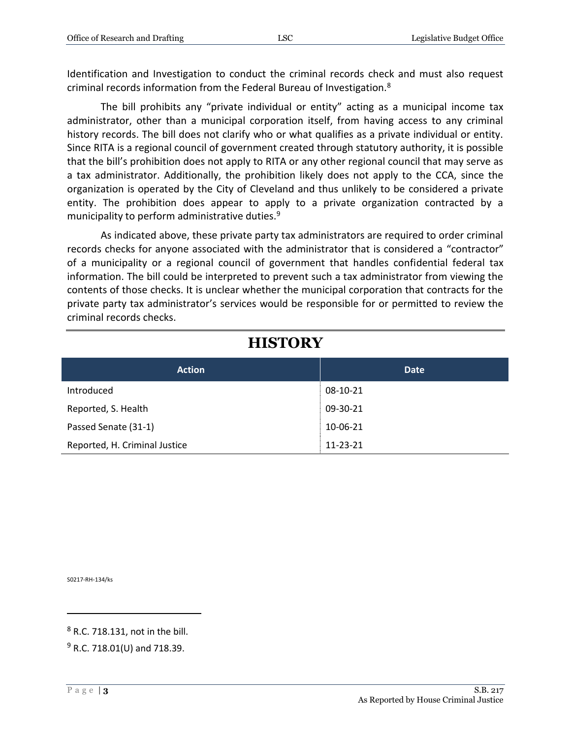Identification and Investigation to conduct the criminal records check and must also request criminal records information from the Federal Bureau of Investigation.[8]

The bill prohibits any "private individual or entity" acting as a municipal income tax administrator, other than a municipal corporation itself, from having access to any criminal history records. The bill does not clarify who or what qualifies as a private individual or entity. Since RITA is a regional council of government created through statutory authority, it is possible that the bill's prohibition does not apply to RITA or any other regional council that may serve as a tax administrator. Additionally, the prohibition likely does not apply to the CCA, since the organization is operated by the City of Cleveland and thus unlikely to be considered a private entity. The prohibition does appear to apply to a private organization contracted by a municipality to perform administrative duties.[9]

As indicated above, these private party tax administrators are required to order criminal records checks for anyone associated with the administrator that is considered a "contractor" of a municipality or a regional council of government that handles confidential federal tax information. The bill could be interpreted to prevent such a tax administrator from viewing the contents of those checks. It is unclear whether the municipal corporation that contracts for the private party tax administrator's services would be responsible for or permitted to review the criminal records checks.

# HISTORY

| Action | Date |
|---|---|
| Introduced | 08-10-21 |
| Reported, S. Health | 09-30-21 |
| Passed Senate (31-1) | 10-06-21 |
| Reported, H. Criminal Justice | 11-23-21 |

S0217-RH-134/ks

---

[8] R.C. 718.131, not in the bill.

[9] R.C. 718.01(U) and 718.39.